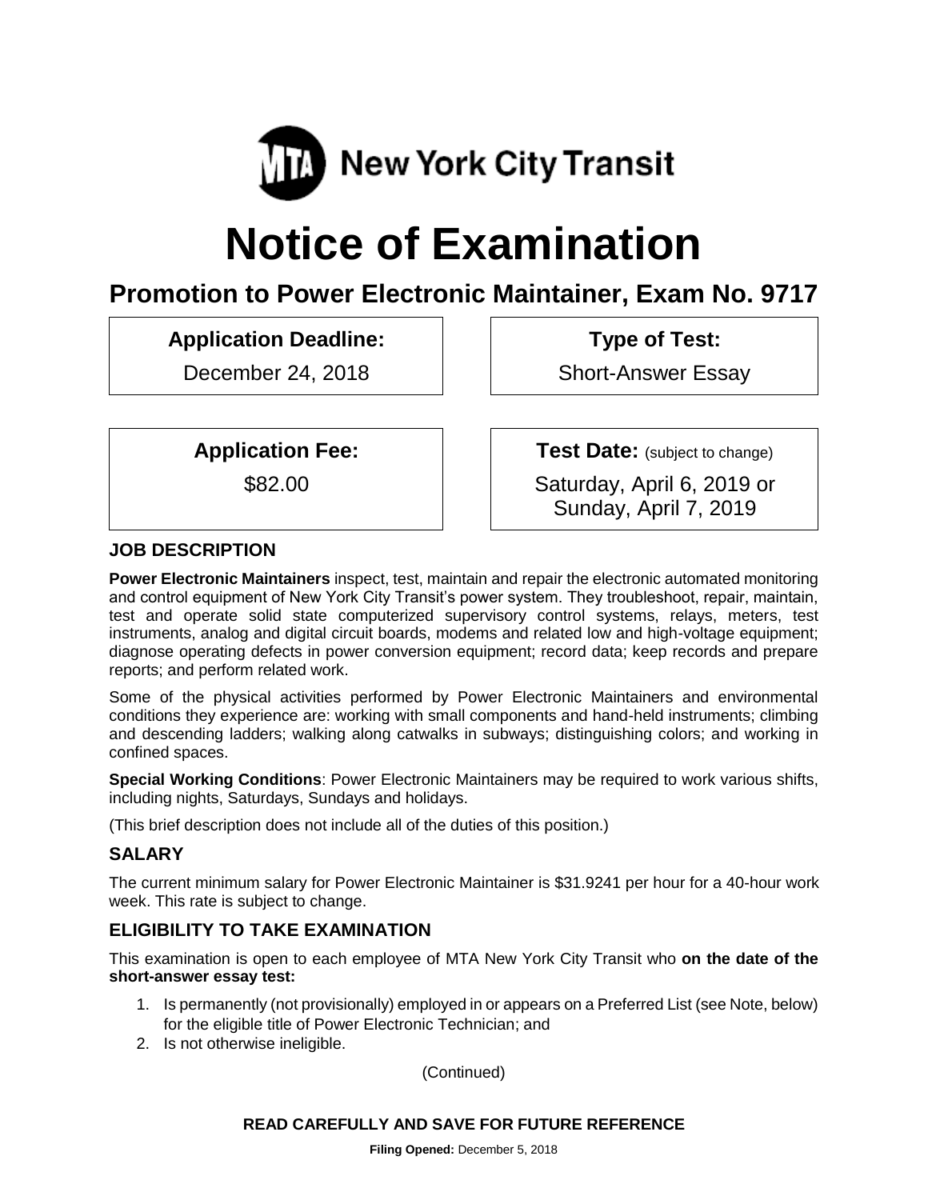MTA New York City Transit

# Notice of Examination

## Promotion to Power Electronic Maintainer, Exam No. 9717

| Application Deadline: | Type of Test: |
|---|---|
| December 24, 2018 | Short-Answer Essay |
| **Application Fee:** | **Test Date:** (subject to change) |
| $82.00 | Saturday, April 6, 2019 or Sunday, April 7, 2019 |

### JOB DESCRIPTION

**Power Electronic Maintainers** inspect, test, maintain and repair the electronic automated monitoring and control equipment of New York City Transit's power system. They troubleshoot, repair, maintain, test and operate solid state computerized supervisory control systems, relays, meters, test instruments, analog and digital circuit boards, modems and related low and high-voltage equipment; diagnose operating defects in power conversion equipment; record data; keep records and prepare reports; and perform related work.

Some of the physical activities performed by Power Electronic Maintainers and environmental conditions they experience are: working with small components and hand-held instruments; climbing and descending ladders; walking along catwalks in subways; distinguishing colors; and working in confined spaces.

**Special Working Conditions**: Power Electronic Maintainers may be required to work various shifts, including nights, Saturdays, Sundays and holidays.

(This brief description does not include all of the duties of this position.)

### SALARY

The current minimum salary for Power Electronic Maintainer is $31.9241 per hour for a 40-hour work week. This rate is subject to change.

### ELIGIBILITY TO TAKE EXAMINATION

This examination is open to each employee of MTA New York City Transit who **on the date of the short-answer essay test:**

1. Is permanently (not provisionally) employed in or appears on a Preferred List (see Note, below) for the eligible title of Power Electronic Technician; and
2. Is not otherwise ineligible.

(Continued)

**READ CAREFULLY AND SAVE FOR FUTURE REFERENCE**

**Filing Opened:** December 5, 2018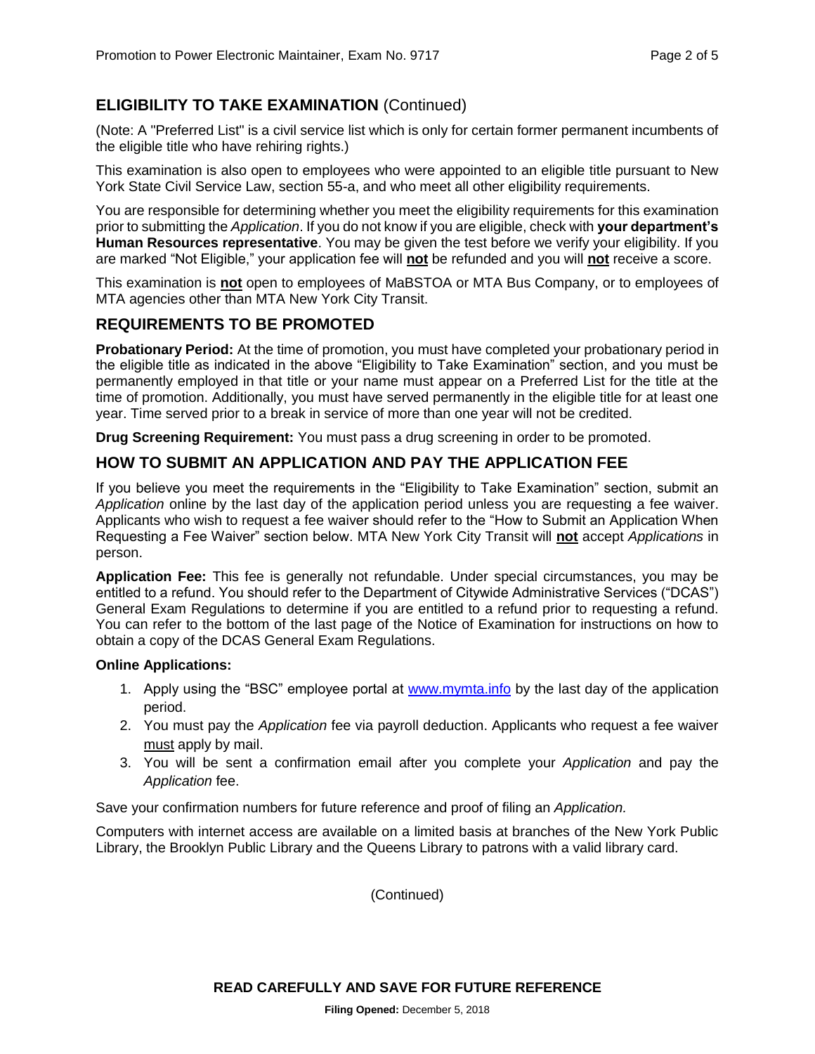## ELIGIBILITY TO TAKE EXAMINATION (Continued)

(Note: A "Preferred List" is a civil service list which is only for certain former permanent incumbents of the eligible title who have rehiring rights.)

This examination is also open to employees who were appointed to an eligible title pursuant to New York State Civil Service Law, section 55-a, and who meet all other eligibility requirements.

You are responsible for determining whether you meet the eligibility requirements for this examination prior to submitting the *Application*. If you do not know if you are eligible, check with **your department's Human Resources representative**. You may be given the test before we verify your eligibility. If you are marked "Not Eligible," your application fee will **not** be refunded and you will **not** receive a score.

This examination is **not** open to employees of MaBSTOA or MTA Bus Company, or to employees of MTA agencies other than MTA New York City Transit.

## REQUIREMENTS TO BE PROMOTED

**Probationary Period:** At the time of promotion, you must have completed your probationary period in the eligible title as indicated in the above "Eligibility to Take Examination" section, and you must be permanently employed in that title or your name must appear on a Preferred List for the title at the time of promotion. Additionally, you must have served permanently in the eligible title for at least one year. Time served prior to a break in service of more than one year will not be credited.

**Drug Screening Requirement:** You must pass a drug screening in order to be promoted.

## HOW TO SUBMIT AN APPLICATION AND PAY THE APPLICATION FEE

If you believe you meet the requirements in the "Eligibility to Take Examination" section, submit an *Application* online by the last day of the application period unless you are requesting a fee waiver. Applicants who wish to request a fee waiver should refer to the "How to Submit an Application When Requesting a Fee Waiver" section below. MTA New York City Transit will **not** accept *Applications* in person.

**Application Fee:** This fee is generally not refundable. Under special circumstances, you may be entitled to a refund. You should refer to the Department of Citywide Administrative Services ("DCAS") General Exam Regulations to determine if you are entitled to a refund prior to requesting a refund. You can refer to the bottom of the last page of the Notice of Examination for instructions on how to obtain a copy of the DCAS General Exam Regulations.

**Online Applications:**

1. Apply using the "BSC" employee portal at www.mymta.info by the last day of the application period.
2. You must pay the *Application* fee via payroll deduction. Applicants who request a fee waiver must apply by mail.
3. You will be sent a confirmation email after you complete your *Application* and pay the *Application* fee.

Save your confirmation numbers for future reference and proof of filing an *Application.*

Computers with internet access are available on a limited basis at branches of the New York Public Library, the Brooklyn Public Library and the Queens Library to patrons with a valid library card.

(Continued)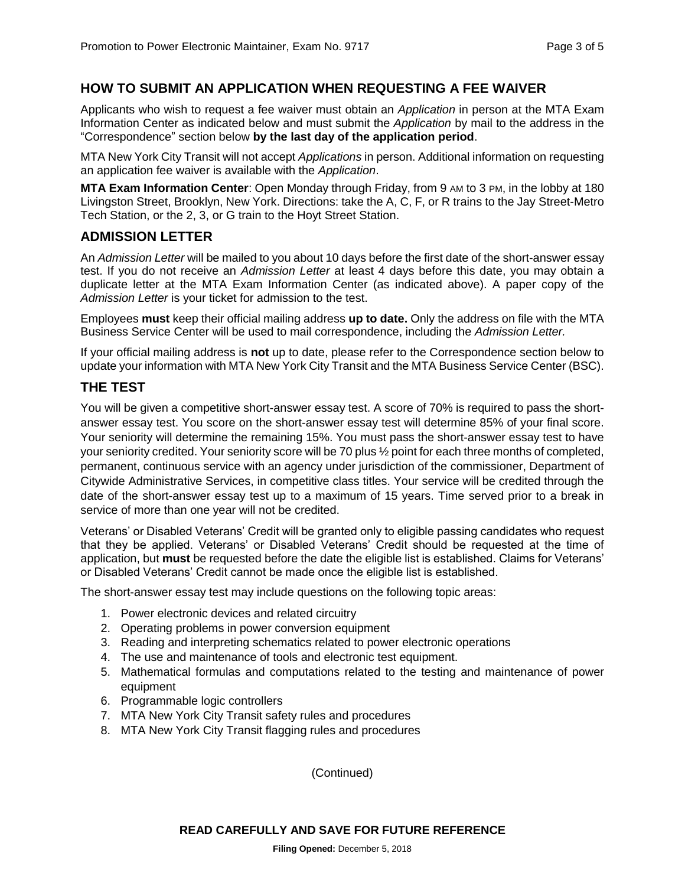## HOW TO SUBMIT AN APPLICATION WHEN REQUESTING A FEE WAIVER

Applicants who wish to request a fee waiver must obtain an *Application* in person at the MTA Exam Information Center as indicated below and must submit the *Application* by mail to the address in the "Correspondence" section below **by the last day of the application period**.

MTA New York City Transit will not accept *Applications* in person. Additional information on requesting an application fee waiver is available with the *Application*.

**MTA Exam Information Center**: Open Monday through Friday, from 9 AM to 3 PM, in the lobby at 180 Livingston Street, Brooklyn, New York. Directions: take the A, C, F, or R trains to the Jay Street-Metro Tech Station, or the 2, 3, or G train to the Hoyt Street Station.

## ADMISSION LETTER

An *Admission Letter* will be mailed to you about 10 days before the first date of the short-answer essay test. If you do not receive an *Admission Letter* at least 4 days before this date, you may obtain a duplicate letter at the MTA Exam Information Center (as indicated above). A paper copy of the *Admission Letter* is your ticket for admission to the test.

Employees **must** keep their official mailing address **up to date.** Only the address on file with the MTA Business Service Center will be used to mail correspondence, including the *Admission Letter.*

If your official mailing address is **not** up to date, please refer to the Correspondence section below to update your information with MTA New York City Transit and the MTA Business Service Center (BSC).

## THE TEST

You will be given a competitive short-answer essay test. A score of 70% is required to pass the short-answer essay test. You score on the short-answer essay test will determine 85% of your final score. Your seniority will determine the remaining 15%. You must pass the short-answer essay test to have your seniority credited. Your seniority score will be 70 plus ½ point for each three months of completed, permanent, continuous service with an agency under jurisdiction of the commissioner, Department of Citywide Administrative Services, in competitive class titles. Your service will be credited through the date of the short-answer essay test up to a maximum of 15 years. Time served prior to a break in service of more than one year will not be credited.

Veterans' or Disabled Veterans' Credit will be granted only to eligible passing candidates who request that they be applied. Veterans' or Disabled Veterans' Credit should be requested at the time of application, but **must** be requested before the date the eligible list is established. Claims for Veterans' or Disabled Veterans' Credit cannot be made once the eligible list is established.

The short-answer essay test may include questions on the following topic areas:

1. Power electronic devices and related circuitry
2. Operating problems in power conversion equipment
3. Reading and interpreting schematics related to power electronic operations
4. The use and maintenance of tools and electronic test equipment.
5. Mathematical formulas and computations related to the testing and maintenance of power equipment
6. Programmable logic controllers
7. MTA New York City Transit safety rules and procedures
8. MTA New York City Transit flagging rules and procedures

(Continued)

**READ CAREFULLY AND SAVE FOR FUTURE REFERENCE**

**Filing Opened:** December 5, 2018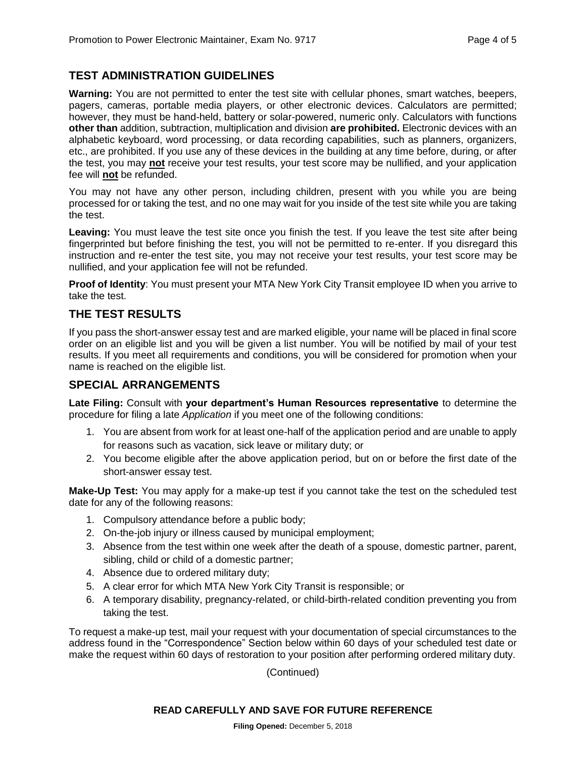## TEST ADMINISTRATION GUIDELINES

**Warning:** You are not permitted to enter the test site with cellular phones, smart watches, beepers, pagers, cameras, portable media players, or other electronic devices. Calculators are permitted; however, they must be hand-held, battery or solar-powered, numeric only. Calculators with functions **other than** addition, subtraction, multiplication and division **are prohibited.** Electronic devices with an alphabetic keyboard, word processing, or data recording capabilities, such as planners, organizers, etc., are prohibited. If you use any of these devices in the building at any time before, during, or after the test, you may **not** receive your test results, your test score may be nullified, and your application fee will **not** be refunded.

You may not have any other person, including children, present with you while you are being processed for or taking the test, and no one may wait for you inside of the test site while you are taking the test.

**Leaving:** You must leave the test site once you finish the test. If you leave the test site after being fingerprinted but before finishing the test, you will not be permitted to re-enter. If you disregard this instruction and re-enter the test site, you may not receive your test results, your test score may be nullified, and your application fee will not be refunded.

**Proof of Identity**: You must present your MTA New York City Transit employee ID when you arrive to take the test.

## THE TEST RESULTS

If you pass the short-answer essay test and are marked eligible, your name will be placed in final score order on an eligible list and you will be given a list number. You will be notified by mail of your test results. If you meet all requirements and conditions, you will be considered for promotion when your name is reached on the eligible list.

## SPECIAL ARRANGEMENTS

**Late Filing:** Consult with **your department's Human Resources representative** to determine the procedure for filing a late *Application* if you meet one of the following conditions:

1. You are absent from work for at least one-half of the application period and are unable to apply for reasons such as vacation, sick leave or military duty; or
2. You become eligible after the above application period, but on or before the first date of the short-answer essay test.

**Make-Up Test:** You may apply for a make-up test if you cannot take the test on the scheduled test date for any of the following reasons:

1. Compulsory attendance before a public body;
2. On-the-job injury or illness caused by municipal employment;
3. Absence from the test within one week after the death of a spouse, domestic partner, parent, sibling, child or child of a domestic partner;
4. Absence due to ordered military duty;
5. A clear error for which MTA New York City Transit is responsible; or
6. A temporary disability, pregnancy-related, or child-birth-related condition preventing you from taking the test.

To request a make-up test, mail your request with your documentation of special circumstances to the address found in the "Correspondence" Section below within 60 days of your scheduled test date or make the request within 60 days of restoration to your position after performing ordered military duty.

(Continued)

**READ CAREFULLY AND SAVE FOR FUTURE REFERENCE**

**Filing Opened:** December 5, 2018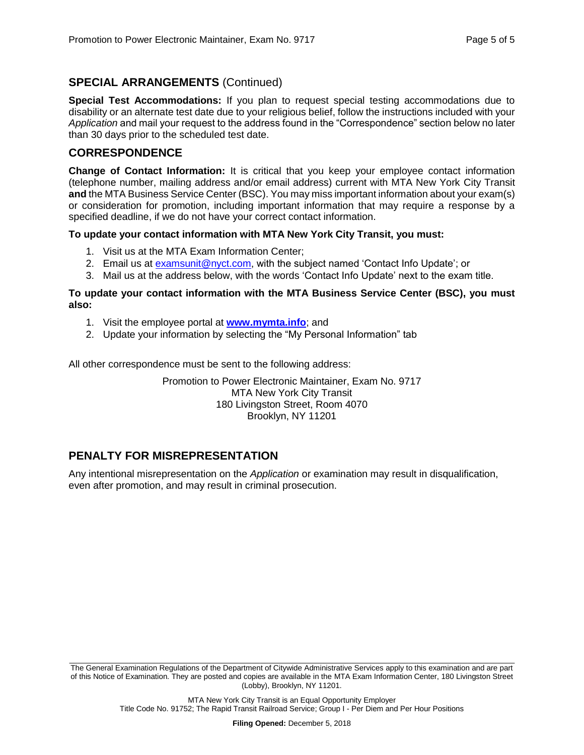## SPECIAL ARRANGEMENTS (Continued)

**Special Test Accommodations:** If you plan to request special testing accommodations due to disability or an alternate test date due to your religious belief, follow the instructions included with your *Application* and mail your request to the address found in the "Correspondence" section below no later than 30 days prior to the scheduled test date.

## CORRESPONDENCE

**Change of Contact Information:** It is critical that you keep your employee contact information (telephone number, mailing address and/or email address) current with MTA New York City Transit **and** the MTA Business Service Center (BSC). You may miss important information about your exam(s) or consideration for promotion, including important information that may require a response by a specified deadline, if we do not have your correct contact information.

**To update your contact information with MTA New York City Transit, you must:**

1. Visit us at the MTA Exam Information Center;
2. Email us at examsunit@nyct.com, with the subject named 'Contact Info Update'; or
3. Mail us at the address below, with the words 'Contact Info Update' next to the exam title.

**To update your contact information with the MTA Business Service Center (BSC), you must also:**

1. Visit the employee portal at **www.mymta.info**; and
2. Update your information by selecting the "My Personal Information" tab

All other correspondence must be sent to the following address:

Promotion to Power Electronic Maintainer, Exam No. 9717
MTA New York City Transit
180 Livingston Street, Room 4070
Brooklyn, NY 11201

## PENALTY FOR MISREPRESENTATION

Any intentional misrepresentation on the *Application* or examination may result in disqualification, even after promotion, and may result in criminal prosecution.

The General Examination Regulations of the Department of Citywide Administrative Services apply to this examination and are part of this Notice of Examination. They are posted and copies are available in the MTA Exam Information Center, 180 Livingston Street (Lobby), Brooklyn, NY 11201.

MTA New York City Transit is an Equal Opportunity Employer
Title Code No. 91752; The Rapid Transit Railroad Service; Group I - Per Diem and Per Hour Positions

**Filing Opened:** December 5, 2018